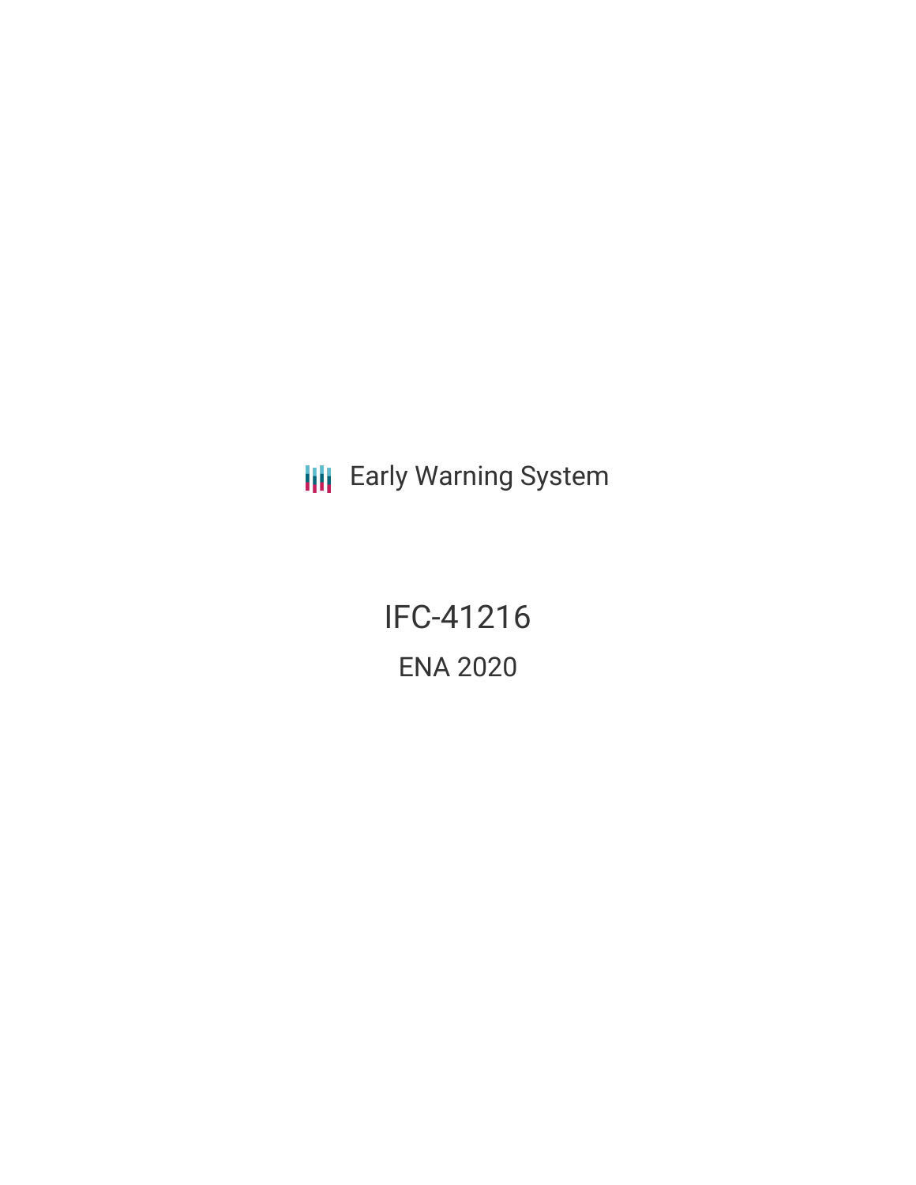Early Warning System

# IFC-41216

## ENA 2020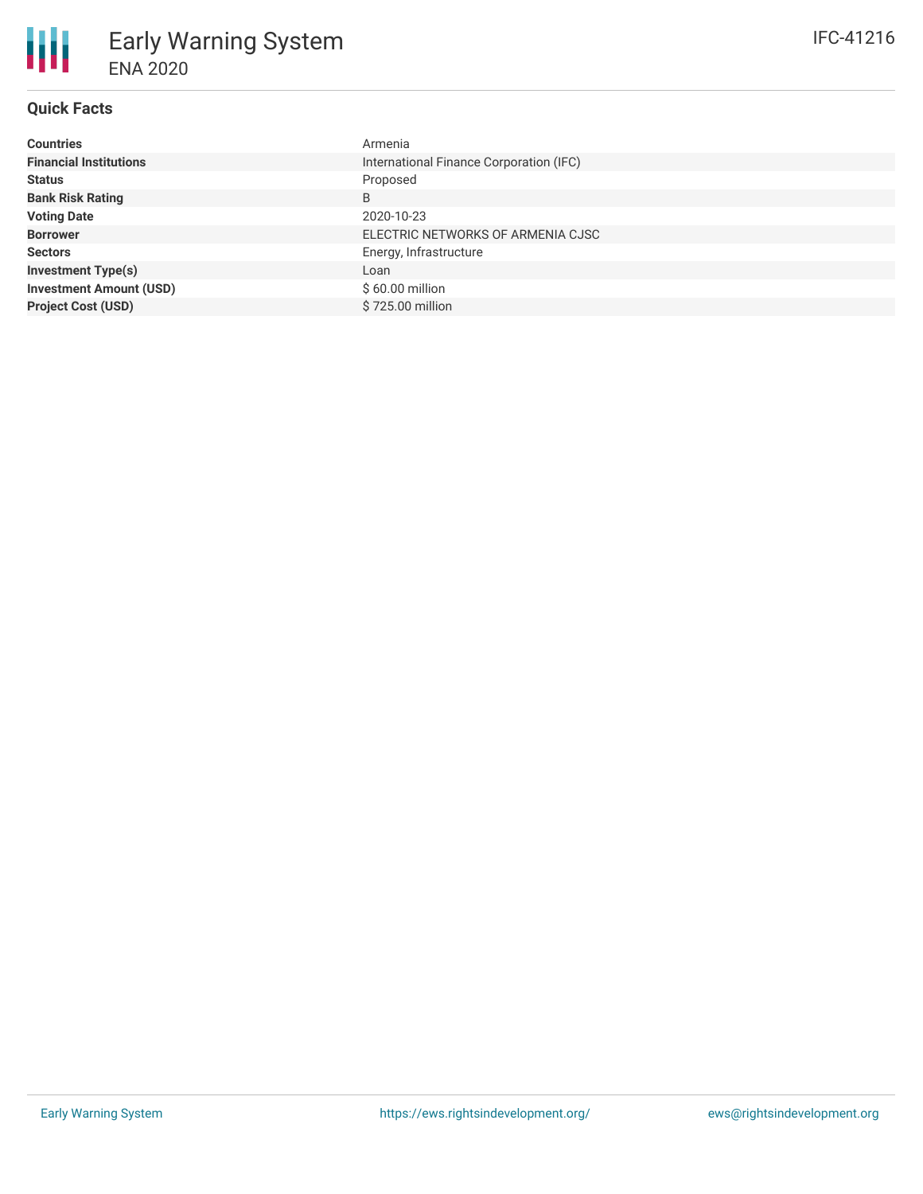# Early Warning System

ENA 2020

IFC-41216

## Quick Facts

| | |
|---|---|
| **Countries** | Armenia |
| **Financial Institutions** | International Finance Corporation (IFC) |
| **Status** | Proposed |
| **Bank Risk Rating** | B |
| **Voting Date** | 2020-10-23 |
| **Borrower** | ELECTRIC NETWORKS OF ARMENIA CJSC |
| **Sectors** | Energy, Infrastructure |
| **Investment Type(s)** | Loan |
| **Investment Amount (USD)** | $ 60.00 million |
| **Project Cost (USD)** | $ 725.00 million |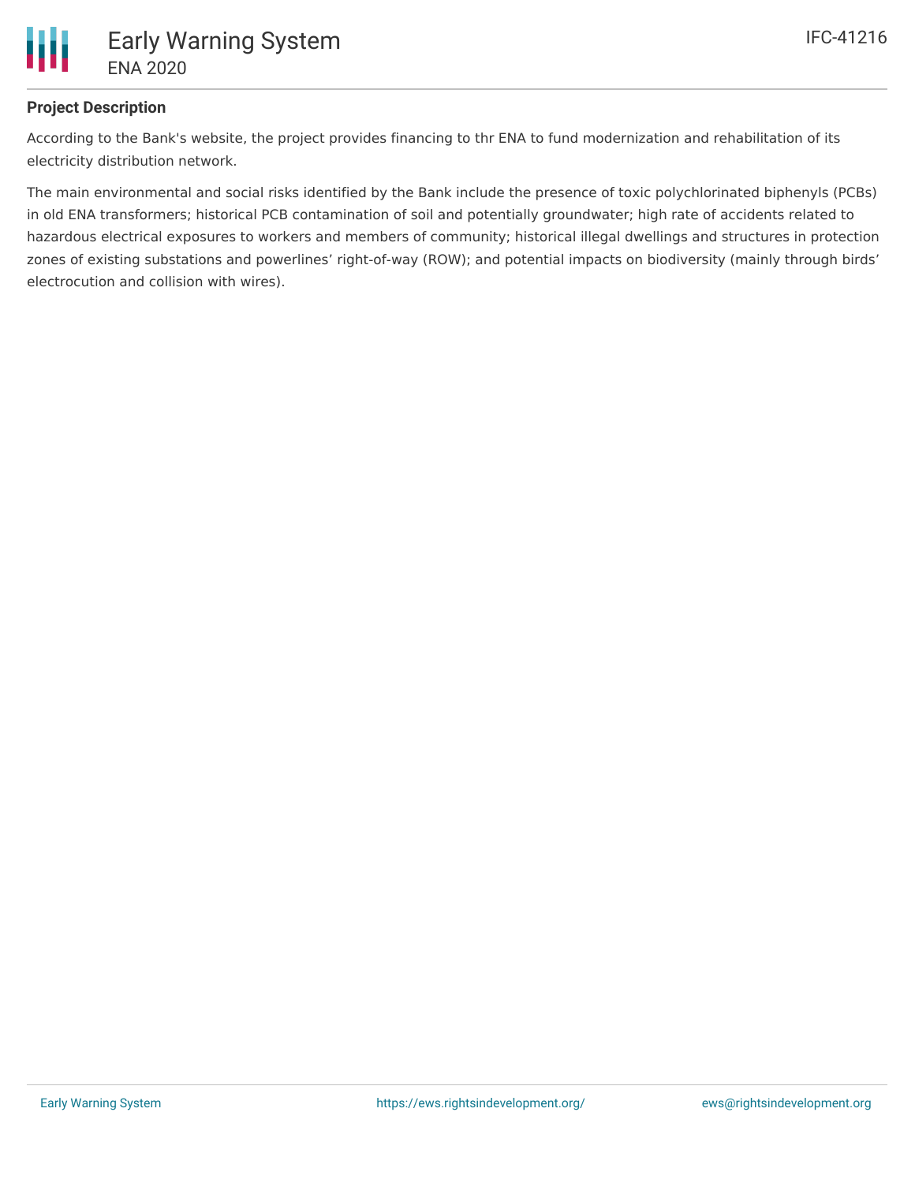## Project Description

According to the Bank's website, the project provides financing to thr ENA to fund modernization and rehabilitation of its electricity distribution network.

The main environmental and social risks identified by the Bank include the presence of toxic polychlorinated biphenyls (PCBs) in old ENA transformers; historical PCB contamination of soil and potentially groundwater; high rate of accidents related to hazardous electrical exposures to workers and members of community; historical illegal dwellings and structures in protection zones of existing substations and powerlines' right-of-way (ROW); and potential impacts on biodiversity (mainly through birds' electrocution and collision with wires).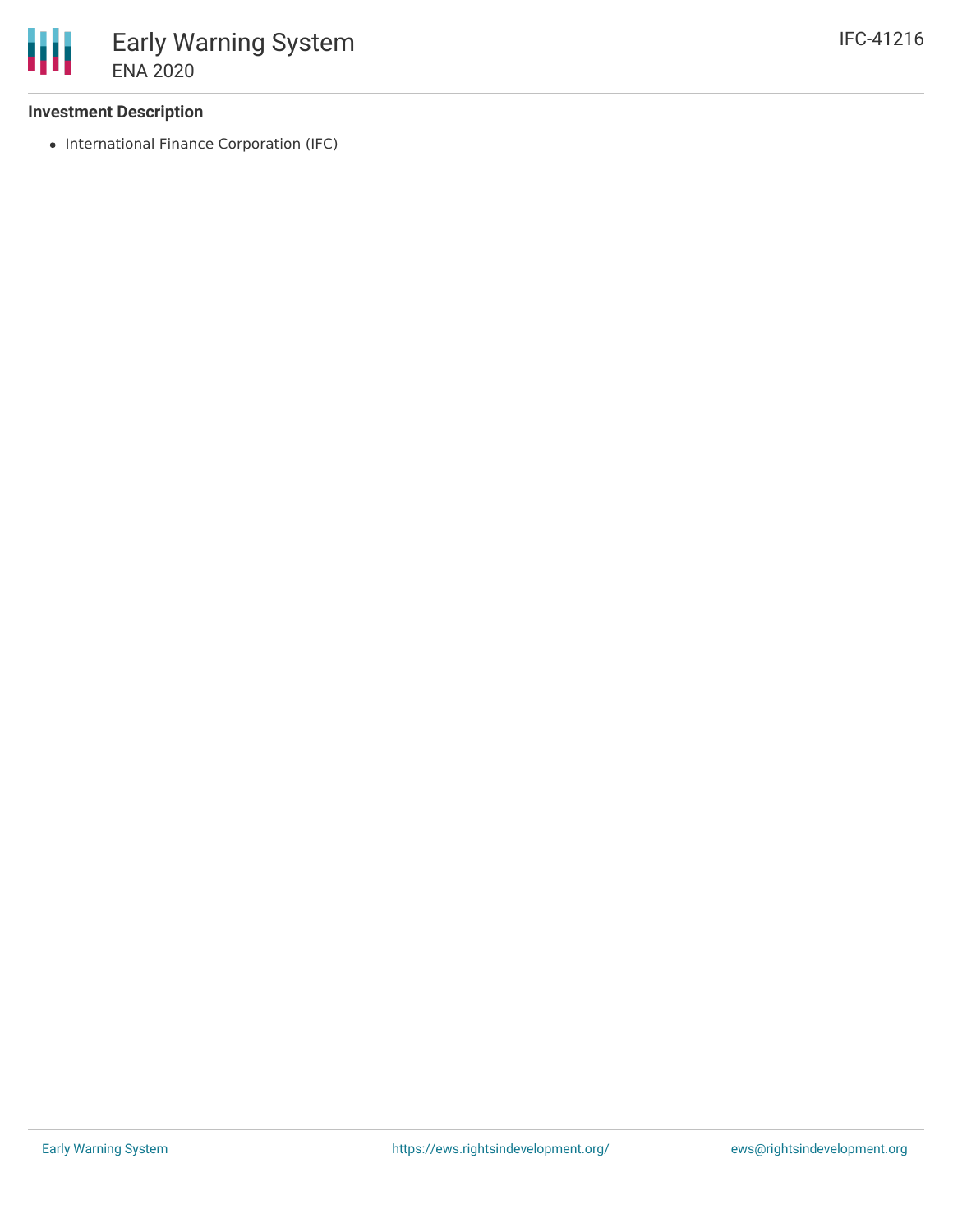### Investment Description

- International Finance Corporation (IFC)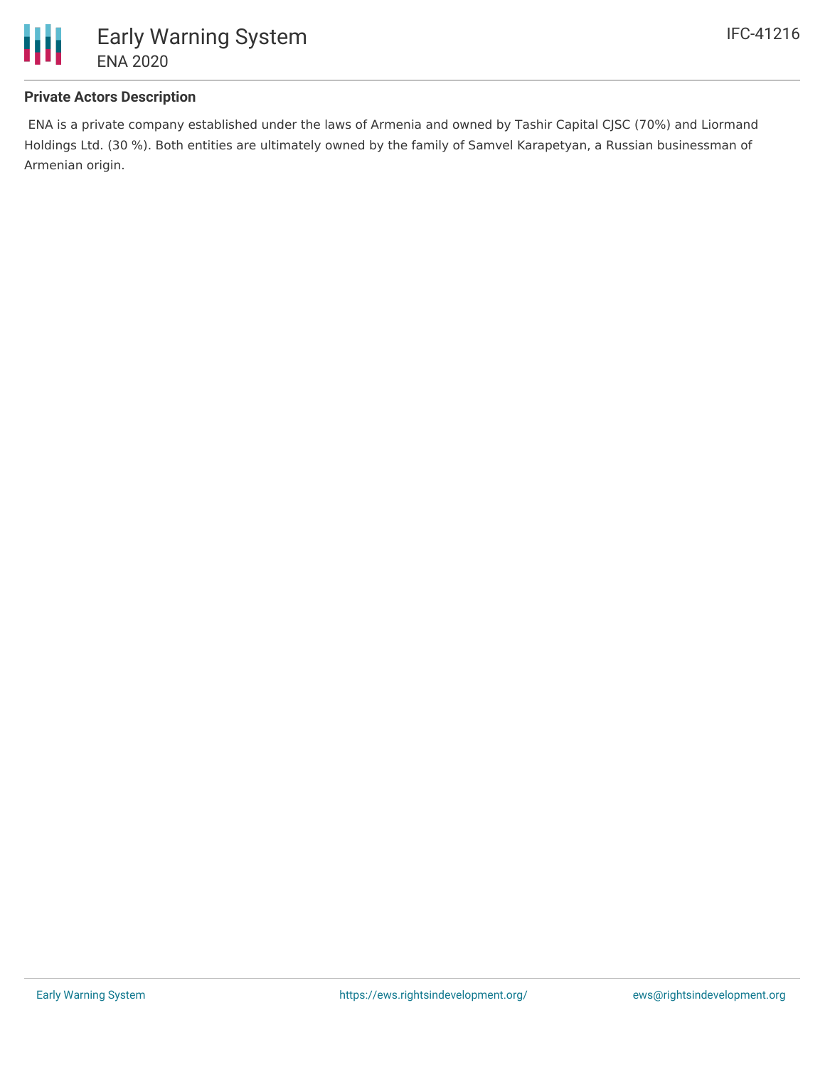**Private Actors Description**

ENA is a private company established under the laws of Armenia and owned by Tashir Capital CJSC (70%) and Liormand Holdings Ltd. (30 %). Both entities are ultimately owned by the family of Samvel Karapetyan, a Russian businessman of Armenian origin.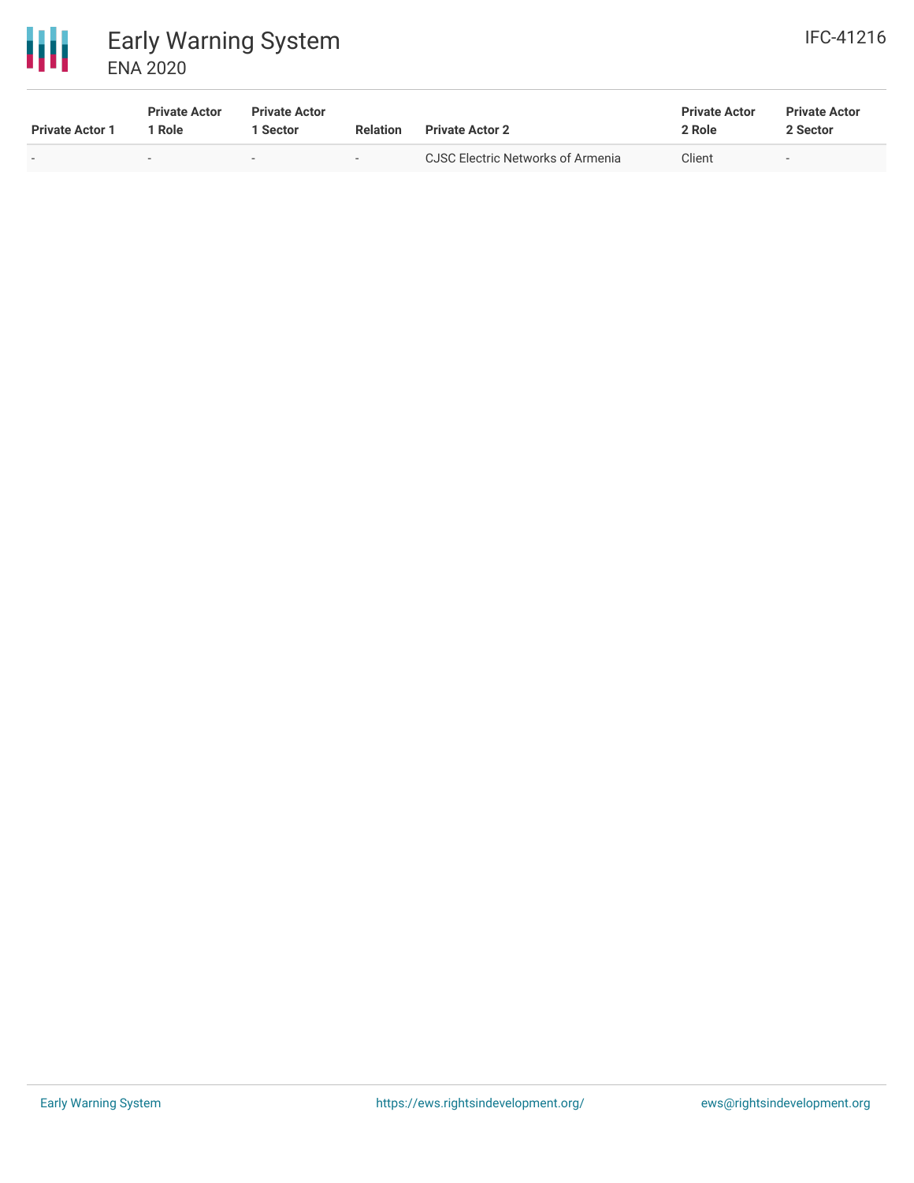| Private Actor 1 | Private Actor 1 Role | Private Actor 1 Sector | Relation | Private Actor 2 | Private Actor 2 Role | Private Actor 2 Sector |
|---|---|---|---|---|---|---|
| - | - | - | - | CJSC Electric Networks of Armenia | Client | - |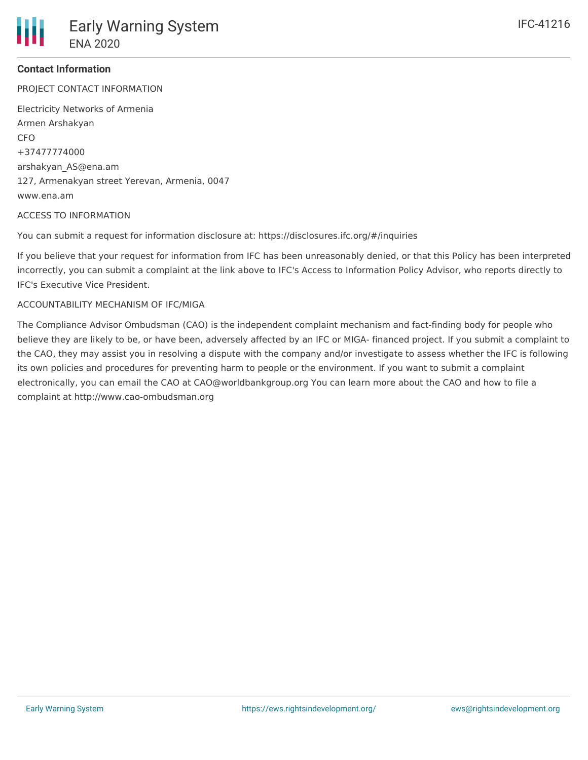## Contact Information

PROJECT CONTACT INFORMATION

Electricity Networks of Armenia
Armen Arshakyan
CFO
+37477774000
arshakyan_AS@ena.am
127, Armenakyan street Yerevan, Armenia, 0047
www.ena.am

ACCESS TO INFORMATION

You can submit a request for information disclosure at: https://disclosures.ifc.org/#/inquiries

If you believe that your request for information from IFC has been unreasonably denied, or that this Policy has been interpreted incorrectly, you can submit a complaint at the link above to IFC's Access to Information Policy Advisor, who reports directly to IFC's Executive Vice President.

ACCOUNTABILITY MECHANISM OF IFC/MIGA

The Compliance Advisor Ombudsman (CAO) is the independent complaint mechanism and fact-finding body for people who believe they are likely to be, or have been, adversely affected by an IFC or MIGA- financed project. If you submit a complaint to the CAO, they may assist you in resolving a dispute with the company and/or investigate to assess whether the IFC is following its own policies and procedures for preventing harm to people or the environment. If you want to submit a complaint electronically, you can email the CAO at CAO@worldbankgroup.org You can learn more about the CAO and how to file a complaint at http://www.cao-ombudsman.org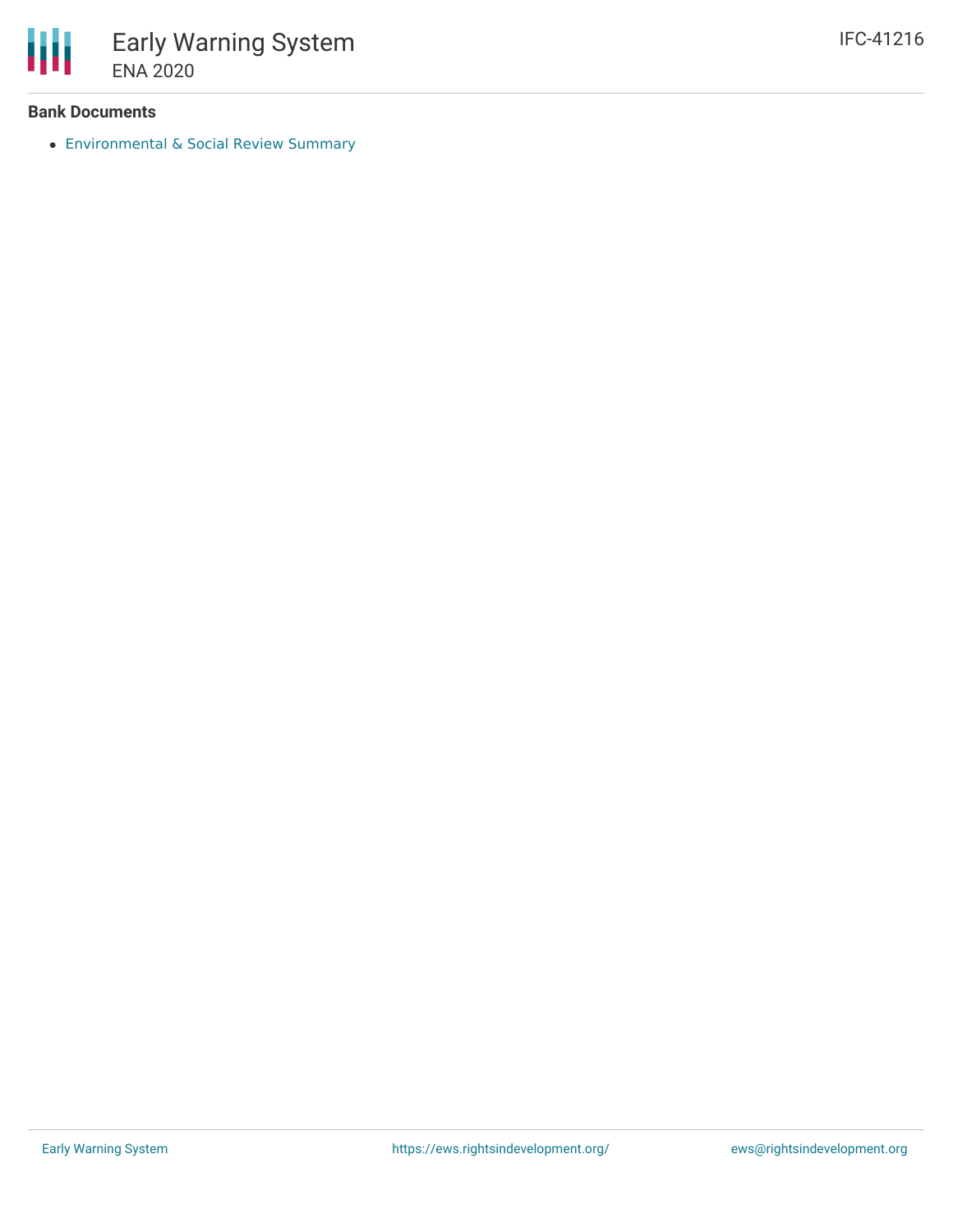**Bank Documents**

- Environmental & Social Review Summary